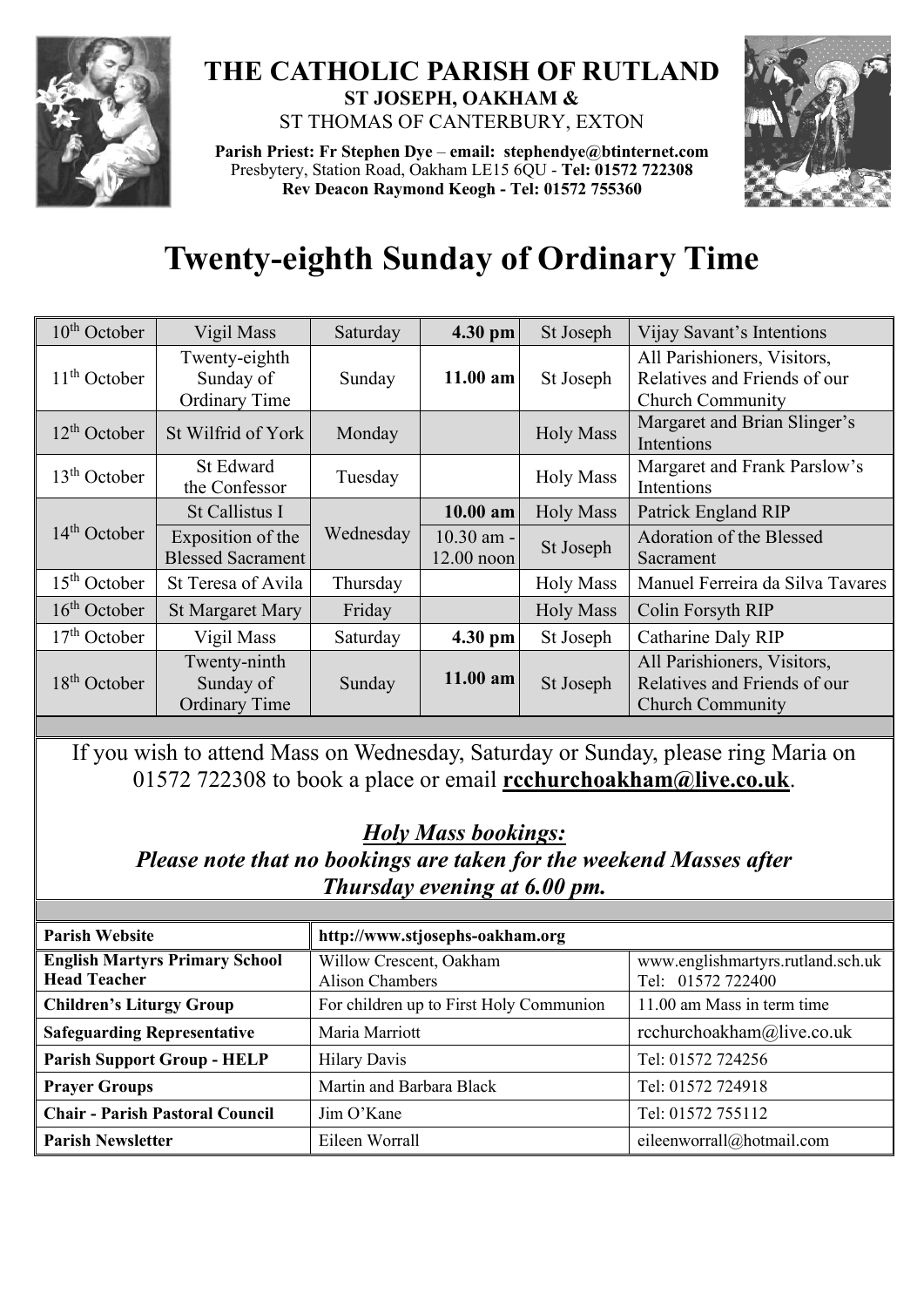# THE CATHOLIC PARISH OF RUTLAND

**ST JOSEPH, OAKHAM &**

ST THOMAS OF CANTERBURY, EXTON

**Parish Priest: Fr Stephen Dye** – **email: stephendye@btinternet.com**
Presbytery, Station Road, Oakham LE15 6QU - **Tel: 01572 722308**
**Rev Deacon Raymond Keogh - Tel: 01572 755360**

# Twenty-eighth Sunday of Ordinary Time

| | | | | | |
|---|---|---|---|---|---|
| 10th October | Vigil Mass | Saturday | **4.30 pm** | St Joseph | Vijay Savant's Intentions |
| 11th October | Twenty-eighth Sunday of Ordinary Time | Sunday | **11.00 am** | St Joseph | All Parishioners, Visitors, Relatives and Friends of our Church Community |
| 12th October | St Wilfrid of York | Monday | | Holy Mass | Margaret and Brian Slinger's Intentions |
| 13th October | St Edward the Confessor | Tuesday | | Holy Mass | Margaret and Frank Parslow's Intentions |
| 14th October | St Callistus I | Wednesday | **10.00 am** | Holy Mass | Patrick England RIP |
| | Exposition of the Blessed Sacrament | | 10.30 am - 12.00 noon | St Joseph | Adoration of the Blessed Sacrament |
| 15th October | St Teresa of Avila | Thursday | | Holy Mass | Manuel Ferreira da Silva Tavares |
| 16th October | St Margaret Mary | Friday | | Holy Mass | Colin Forsyth RIP |
| 17th October | Vigil Mass | Saturday | **4.30 pm** | St Joseph | Catharine Daly RIP |
| 18th October | Twenty-ninth Sunday of Ordinary Time | Sunday | **11.00 am** | St Joseph | All Parishioners, Visitors, Relatives and Friends of our Church Community |

If you wish to attend Mass on Wednesday, Saturday or Sunday, please ring Maria on 01572 722308 to book a place or email **rcchurchoakham@live.co.uk**.

***Holy Mass bookings:***
***Please note that no bookings are taken for the weekend Masses after Thursday evening at 6.00 pm.***

| | | |
|---|---|---|
| **Parish Website** | **http://www.stjosephs-oakham.org** | |
| **English Martyrs Primary School Head Teacher** | Willow Crescent, Oakham Alison Chambers | www.englishmartyrs.rutland.sch.uk Tel: 01572 722400 |
| **Children's Liturgy Group** | For children up to First Holy Communion | 11.00 am Mass in term time |
| **Safeguarding Representative** | Maria Marriott | rcchurchoakham@live.co.uk |
| **Parish Support Group - HELP** | Hilary Davis | Tel: 01572 724256 |
| **Prayer Groups** | Martin and Barbara Black | Tel: 01572 724918 |
| **Chair - Parish Pastoral Council** | Jim O'Kane | Tel: 01572 755112 |
| **Parish Newsletter** | Eileen Worrall | eileenworrall@hotmail.com |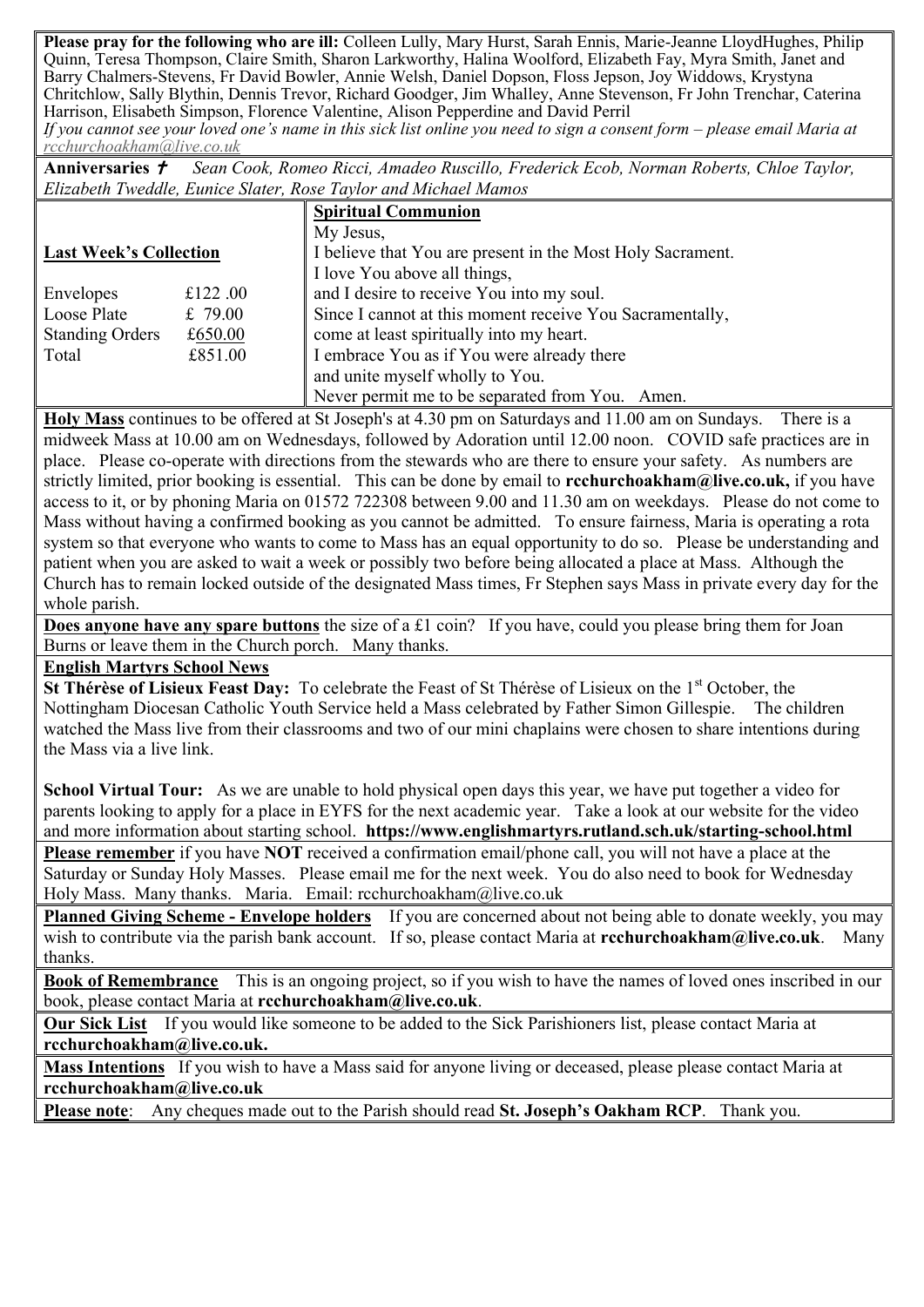**Please pray for the following who are ill:** Colleen Lully, Mary Hurst, Sarah Ennis, Marie-Jeanne LloydHughes, Philip Quinn, Teresa Thompson, Claire Smith, Sharon Larkworthy, Halina Woolford, Elizabeth Fay, Myra Smith, Janet and Barry Chalmers-Stevens, Fr David Bowler, Annie Welsh, Daniel Dopson, Floss Jepson, Joy Widdows, Krystyna Chritchlow, Sally Blythin, Dennis Trevor, Richard Goodger, Jim Whalley, Anne Stevenson, Fr John Trenchar, Caterina Harrison, Elisabeth Simpson, Florence Valentine, Alison Pepperdine and David Perril

*If you cannot see your loved one's name in this sick list online you need to sign a consent form – please email Maria at rcchurchoakham@live.co.uk*

**Anniversaries ✝** *Sean Cook, Romeo Ricci, Amadeo Ruscillo, Frederick Ecob, Norman Roberts, Chloe Taylor, Elizabeth Tweddle, Eunice Slater, Rose Taylor and Michael Mamos*

**Last Week's Collection**

| | |
|---|---|
| Envelopes | £122 .00 |
| Loose Plate | £ 79.00 |
| Standing Orders | £650.00 |
| Total | £851.00 |

**Spiritual Communion**

My Jesus,
I believe that You are present in the Most Holy Sacrament.
I love You above all things,
and I desire to receive You into my soul.
Since I cannot at this moment receive You Sacramentally,
come at least spiritually into my heart.
I embrace You as if You were already there
and unite myself wholly to You.
Never permit me to be separated from You. Amen.

**Holy Mass** continues to be offered at St Joseph's at 4.30 pm on Saturdays and 11.00 am on Sundays. There is a midweek Mass at 10.00 am on Wednesdays, followed by Adoration until 12.00 noon. COVID safe practices are in place. Please co-operate with directions from the stewards who are there to ensure your safety. As numbers are strictly limited, prior booking is essential. This can be done by email to **rcchurchoakham@live.co.uk,** if you have access to it, or by phoning Maria on 01572 722308 between 9.00 and 11.30 am on weekdays. Please do not come to Mass without having a confirmed booking as you cannot be admitted. To ensure fairness, Maria is operating a rota system so that everyone who wants to come to Mass has an equal opportunity to do so. Please be understanding and patient when you are asked to wait a week or possibly two before being allocated a place at Mass. Although the Church has to remain locked outside of the designated Mass times, Fr Stephen says Mass in private every day for the whole parish.

**Does anyone have any spare buttons** the size of a £1 coin? If you have, could you please bring them for Joan Burns or leave them in the Church porch. Many thanks.

**English Martyrs School News**

**St Thérèse of Lisieux Feast Day:** To celebrate the Feast of St Thérèse of Lisieux on the 1st October, the Nottingham Diocesan Catholic Youth Service held a Mass celebrated by Father Simon Gillespie. The children watched the Mass live from their classrooms and two of our mini chaplains were chosen to share intentions during the Mass via a live link.

**School Virtual Tour:** As we are unable to hold physical open days this year, we have put together a video for parents looking to apply for a place in EYFS for the next academic year. Take a look at our website for the video and more information about starting school. **https://www.englishmartyrs.rutland.sch.uk/starting-school.html**

**Please remember** if you have **NOT** received a confirmation email/phone call, you will not have a place at the Saturday or Sunday Holy Masses. Please email me for the next week. You do also need to book for Wednesday Holy Mass. Many thanks. Maria. Email: rcchurchoakham@live.co.uk

**Planned Giving Scheme - Envelope holders** If you are concerned about not being able to donate weekly, you may wish to contribute via the parish bank account. If so, please contact Maria at **rcchurchoakham@live.co.uk**. Many thanks.

**Book of Remembrance** This is an ongoing project, so if you wish to have the names of loved ones inscribed in our book, please contact Maria at **rcchurchoakham@live.co.uk**.

**Our Sick List** If you would like someone to be added to the Sick Parishioners list, please contact Maria at **rcchurchoakham@live.co.uk.**

**Mass Intentions** If you wish to have a Mass said for anyone living or deceased, please please contact Maria at **rcchurchoakham@live.co.uk**

**Please note**: Any cheques made out to the Parish should read **St. Joseph's Oakham RCP**. Thank you.